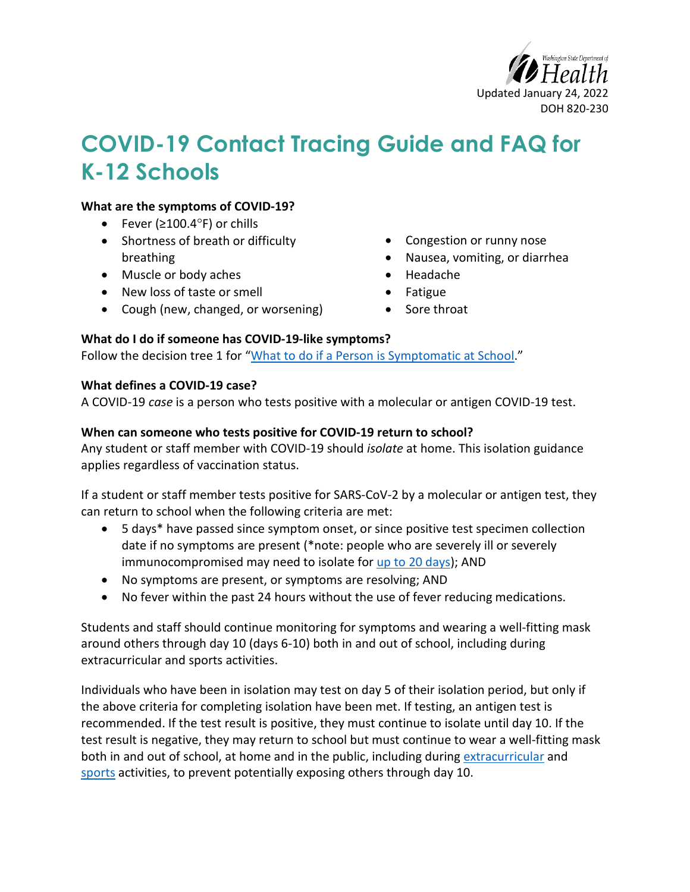Washington State Department of Health

Updated January 24, 2022

DOH 820-230

# COVID-19 Contact Tracing Guide and FAQ for K-12 Schools

**What are the symptoms of COVID-19?**

- Fever (≥100.4°F) or chills
- Shortness of breath or difficulty breathing
- Muscle or body aches
- New loss of taste or smell
- Cough (new, changed, or worsening)
- Congestion or runny nose
- Nausea, vomiting, or diarrhea
- Headache
- Fatigue
- Sore throat

**What do I do if someone has COVID-19-like symptoms?**

Follow the decision tree 1 for "[What to do if a Person is Symptomatic at School](#)."

**What defines a COVID-19 case?**

A COVID-19 *case* is a person who tests positive with a molecular or antigen COVID-19 test.

**When can someone who tests positive for COVID-19 return to school?**

Any student or staff member with COVID-19 should *isolate* at home. This isolation guidance applies regardless of vaccination status.

If a student or staff member tests positive for SARS-CoV-2 by a molecular or antigen test, they can return to school when the following criteria are met:

- 5 days* have passed since symptom onset, or since positive test specimen collection date if no symptoms are present (*note: people who are severely ill or severely immunocompromised may need to isolate for [up to 20 days](#)); AND
- No symptoms are present, or symptoms are resolving; AND
- No fever within the past 24 hours without the use of fever reducing medications.

Students and staff should continue monitoring for symptoms and wearing a well-fitting mask around others through day 10 (days 6-10) both in and out of school, including during extracurricular and sports activities.

Individuals who have been in isolation may test on day 5 of their isolation period, but only if the above criteria for completing isolation have been met. If testing, an antigen test is recommended. If the test result is positive, they must continue to isolate until day 10. If the test result is negative, they may return to school but must continue to wear a well-fitting mask both in and out of school, at home and in the public, including during [extracurricular](#) and [sports](#) activities, to prevent potentially exposing others through day 10.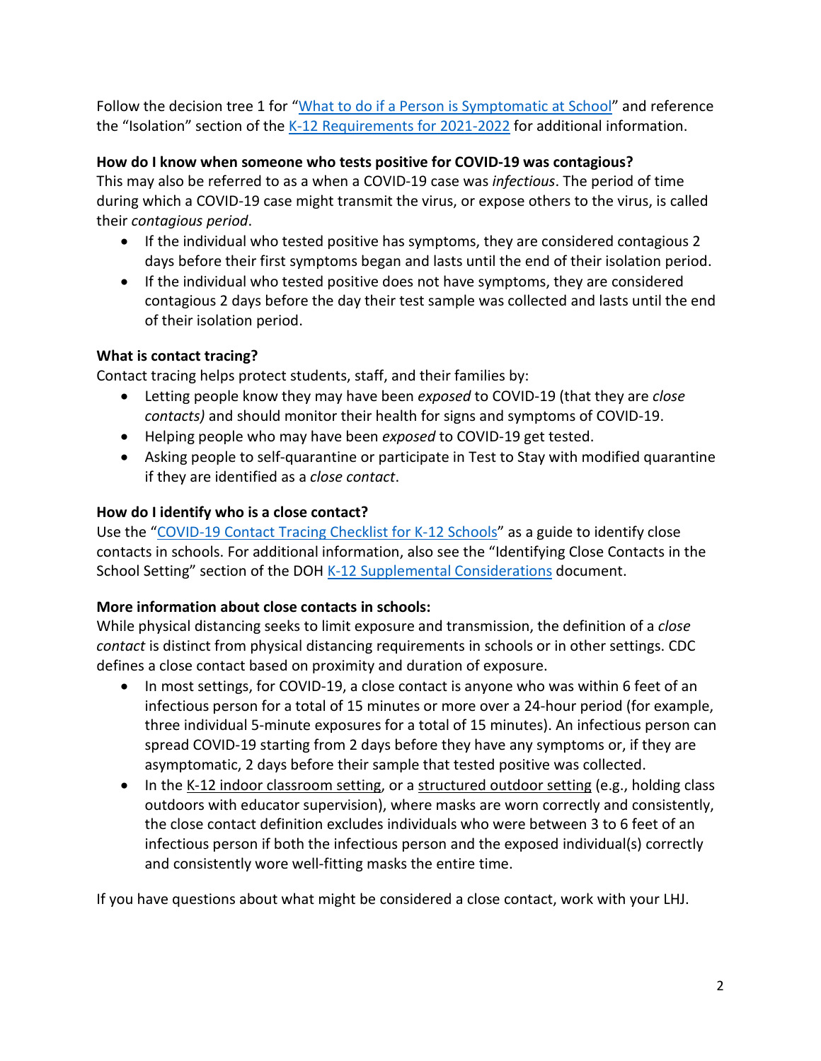Follow the decision tree 1 for "What to do if a Person is Symptomatic at School" and reference the "Isolation" section of the K-12 Requirements for 2021-2022 for additional information.

**How do I know when someone who tests positive for COVID-19 was contagious?**

This may also be referred to as a when a COVID-19 case was *infectious*. The period of time during which a COVID-19 case might transmit the virus, or expose others to the virus, is called their *contagious period*.

- If the individual who tested positive has symptoms, they are considered contagious 2 days before their first symptoms began and lasts until the end of their isolation period.
- If the individual who tested positive does not have symptoms, they are considered contagious 2 days before the day their test sample was collected and lasts until the end of their isolation period.

**What is contact tracing?**

Contact tracing helps protect students, staff, and their families by:

- Letting people know they may have been *exposed* to COVID-19 (that they are *close contacts)* and should monitor their health for signs and symptoms of COVID-19.
- Helping people who may have been *exposed* to COVID-19 get tested.
- Asking people to self-quarantine or participate in Test to Stay with modified quarantine if they are identified as a *close contact*.

**How do I identify who is a close contact?**

Use the "COVID-19 Contact Tracing Checklist for K-12 Schools" as a guide to identify close contacts in schools. For additional information, also see the "Identifying Close Contacts in the School Setting" section of the DOH K-12 Supplemental Considerations document.

**More information about close contacts in schools:**

While physical distancing seeks to limit exposure and transmission, the definition of a *close contact* is distinct from physical distancing requirements in schools or in other settings. CDC defines a close contact based on proximity and duration of exposure.

- In most settings, for COVID-19, a close contact is anyone who was within 6 feet of an infectious person for a total of 15 minutes or more over a 24-hour period (for example, three individual 5-minute exposures for a total of 15 minutes). An infectious person can spread COVID-19 starting from 2 days before they have any symptoms or, if they are asymptomatic, 2 days before their sample that tested positive was collected.
- In the K-12 indoor classroom setting, or a structured outdoor setting (e.g., holding class outdoors with educator supervision), where masks are worn correctly and consistently, the close contact definition excludes individuals who were between 3 to 6 feet of an infectious person if both the infectious person and the exposed individual(s) correctly and consistently wore well-fitting masks the entire time.

If you have questions about what might be considered a close contact, work with your LHJ.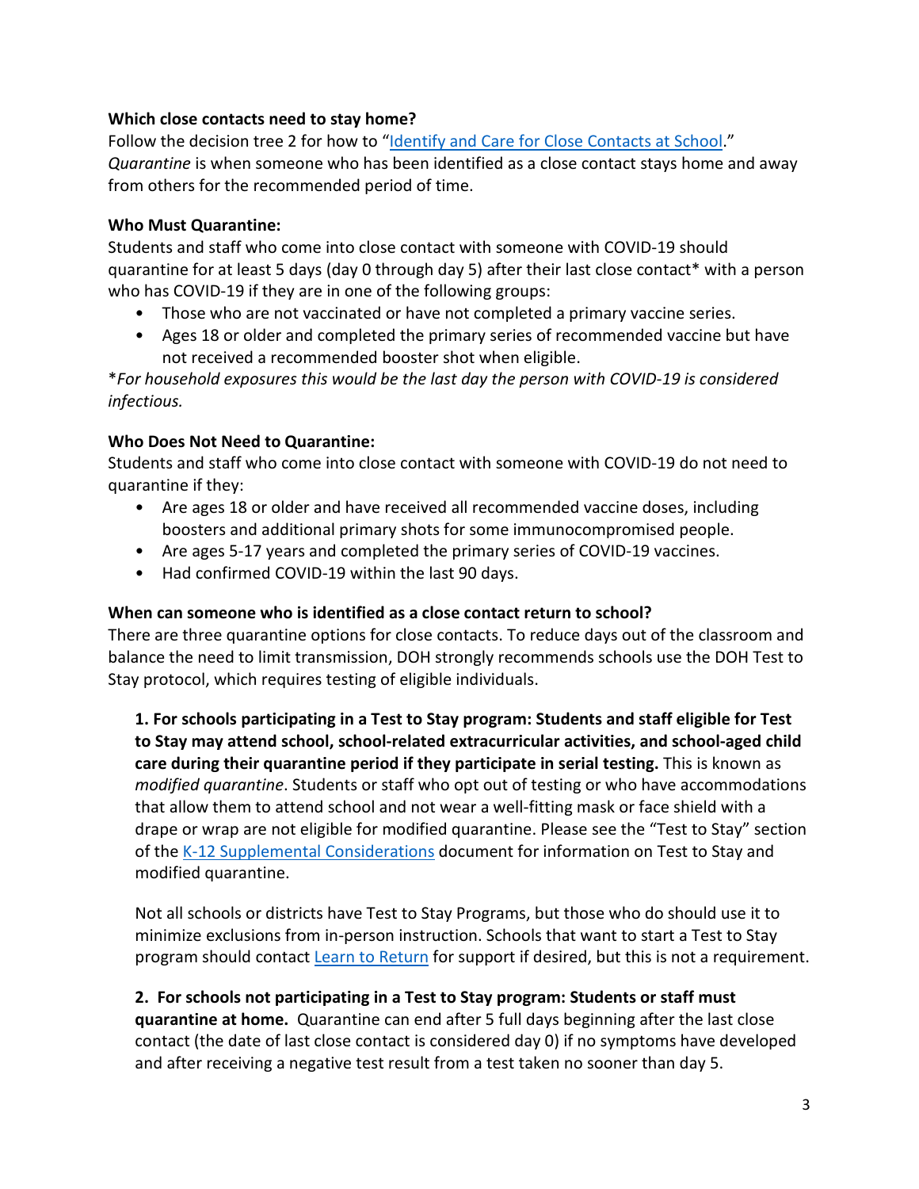**Which close contacts need to stay home?**

Follow the decision tree 2 for how to "[Identify and Care for Close Contacts at School](#)."
*Quarantine* is when someone who has been identified as a close contact stays home and away from others for the recommended period of time.

**Who Must Quarantine:**

Students and staff who come into close contact with someone with COVID-19 should quarantine for at least 5 days (day 0 through day 5) after their last close contact* with a person who has COVID-19 if they are in one of the following groups:

- Those who are not vaccinated or have not completed a primary vaccine series.
- Ages 18 or older and completed the primary series of recommended vaccine but have not received a recommended booster shot when eligible.

**For household exposures this would be the last day the person with COVID-19 is considered infectious.*

**Who Does Not Need to Quarantine:**

Students and staff who come into close contact with someone with COVID-19 do not need to quarantine if they:

- Are ages 18 or older and have received all recommended vaccine doses, including boosters and additional primary shots for some immunocompromised people.
- Are ages 5-17 years and completed the primary series of COVID-19 vaccines.
- Had confirmed COVID-19 within the last 90 days.

**When can someone who is identified as a close contact return to school?**

There are three quarantine options for close contacts. To reduce days out of the classroom and balance the need to limit transmission, DOH strongly recommends schools use the DOH Test to Stay protocol, which requires testing of eligible individuals.

**1. For schools participating in a Test to Stay program: Students and staff eligible for Test to Stay may attend school, school-related extracurricular activities, and school-aged child care during their quarantine period if they participate in serial testing.** This is known as *modified quarantine*. Students or staff who opt out of testing or who have accommodations that allow them to attend school and not wear a well-fitting mask or face shield with a drape or wrap are not eligible for modified quarantine. Please see the "Test to Stay" section of the [K-12 Supplemental Considerations](#) document for information on Test to Stay and modified quarantine.

Not all schools or districts have Test to Stay Programs, but those who do should use it to minimize exclusions from in-person instruction. Schools that want to start a Test to Stay program should contact [Learn to Return](#) for support if desired, but this is not a requirement.

**2. For schools not participating in a Test to Stay program: Students or staff must quarantine at home.** Quarantine can end after 5 full days beginning after the last close contact (the date of last close contact is considered day 0) if no symptoms have developed and after receiving a negative test result from a test taken no sooner than day 5.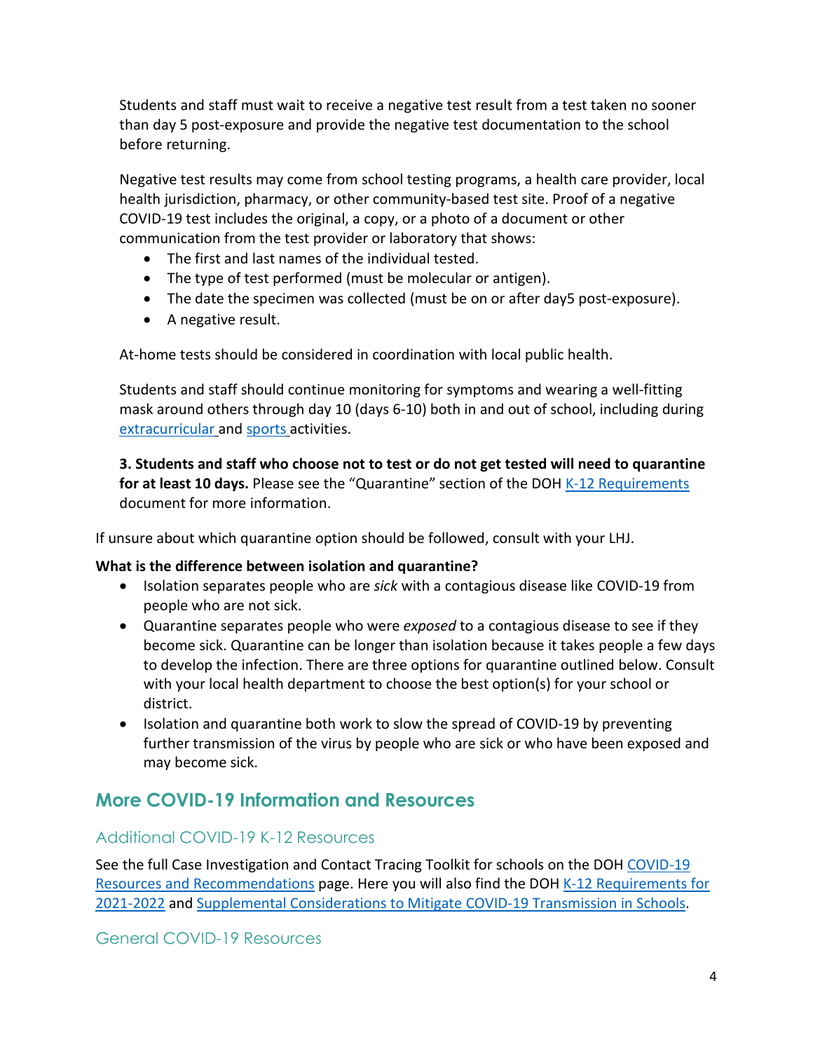Students and staff must wait to receive a negative test result from a test taken no sooner than day 5 post-exposure and provide the negative test documentation to the school before returning.

Negative test results may come from school testing programs, a health care provider, local health jurisdiction, pharmacy, or other community-based test site. Proof of a negative COVID-19 test includes the original, a copy, or a photo of a document or other communication from the test provider or laboratory that shows:

- The first and last names of the individual tested.
- The type of test performed (must be molecular or antigen).
- The date the specimen was collected (must be on or after day5 post-exposure).
- A negative result.

At-home tests should be considered in coordination with local public health.

Students and staff should continue monitoring for symptoms and wearing a well-fitting mask around others through day 10 (days 6-10) both in and out of school, including during extracurricular and sports activities.

**3. Students and staff who choose not to test or do not get tested will need to quarantine for at least 10 days.** Please see the "Quarantine" section of the DOH K-12 Requirements document for more information.

If unsure about which quarantine option should be followed, consult with your LHJ.

**What is the difference between isolation and quarantine?**

- Isolation separates people who are *sick* with a contagious disease like COVID-19 from people who are not sick.
- Quarantine separates people who were *exposed* to a contagious disease to see if they become sick. Quarantine can be longer than isolation because it takes people a few days to develop the infection. There are three options for quarantine outlined below. Consult with your local health department to choose the best option(s) for your school or district.
- Isolation and quarantine both work to slow the spread of COVID-19 by preventing further transmission of the virus by people who are sick or who have been exposed and may become sick.

## More COVID-19 Information and Resources

### Additional COVID-19 K-12 Resources

See the full Case Investigation and Contact Tracing Toolkit for schools on the DOH COVID-19 Resources and Recommendations page. Here you will also find the DOH K-12 Requirements for 2021-2022 and Supplemental Considerations to Mitigate COVID-19 Transmission in Schools.

### General COVID-19 Resources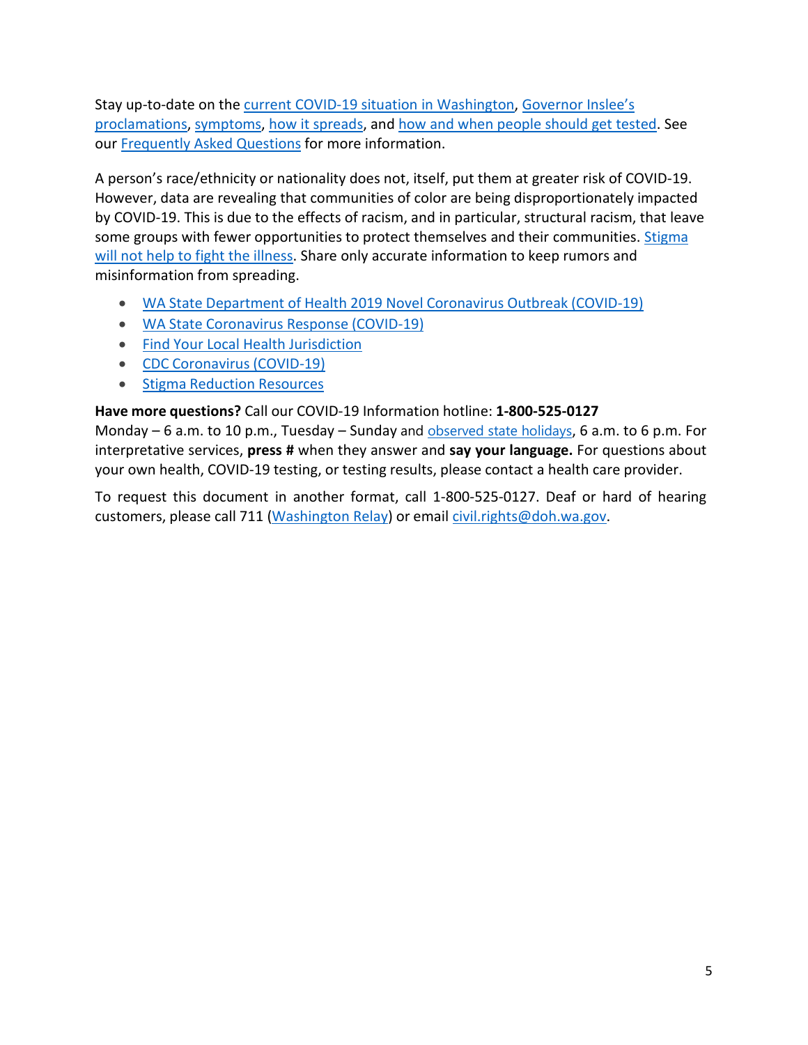Stay up-to-date on the [current COVID-19 situation in Washington](), [Governor Inslee's proclamations](), [symptoms](), [how it spreads](), and [how and when people should get tested](). See our [Frequently Asked Questions]() for more information.

A person's race/ethnicity or nationality does not, itself, put them at greater risk of COVID-19. However, data are revealing that communities of color are being disproportionately impacted by COVID-19. This is due to the effects of racism, and in particular, structural racism, that leave some groups with fewer opportunities to protect themselves and their communities. [Stigma will not help to fight the illness](). Share only accurate information to keep rumors and misinformation from spreading.

- [WA State Department of Health 2019 Novel Coronavirus Outbreak (COVID-19)]()
- [WA State Coronavirus Response (COVID-19)]()
- [Find Your Local Health Jurisdiction]()
- [CDC Coronavirus (COVID-19)]()
- [Stigma Reduction Resources]()

**Have more questions?** Call our COVID-19 Information hotline: **1-800-525-0127**
Monday – 6 a.m. to 10 p.m., Tuesday – Sunday and [observed state holidays](), 6 a.m. to 6 p.m. For interpretative services, **press #** when they answer and **say your language.** For questions about your own health, COVID-19 testing, or testing results, please contact a health care provider.

To request this document in another format, call 1-800-525-0127. Deaf or hard of hearing customers, please call 711 ([Washington Relay]()) or email [civil.rights@doh.wa.gov]().